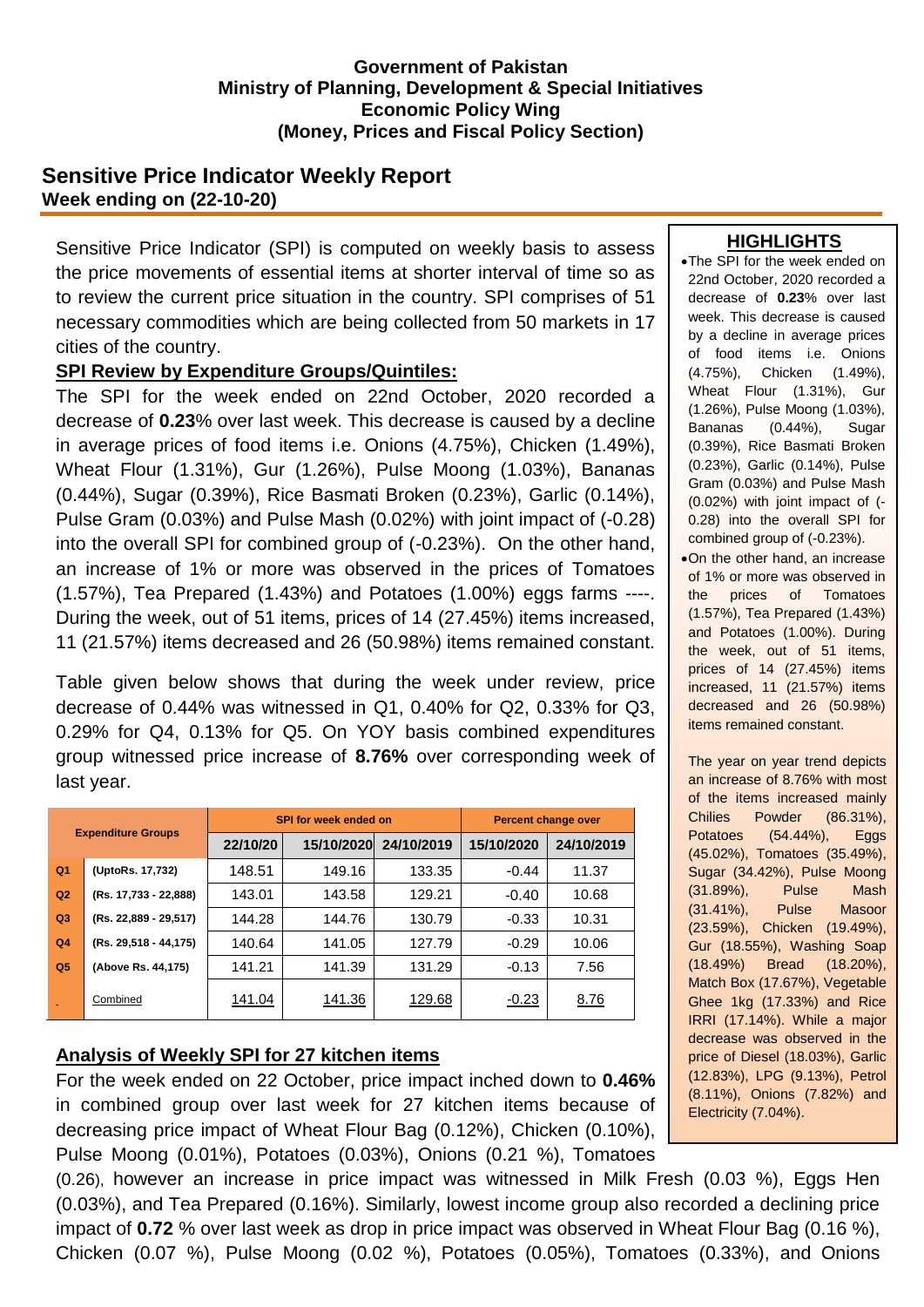**Government of Pakistan**
**Ministry of Planning, Development & Special Initiatives**
**Economic Policy Wing**
**(Money, Prices and Fiscal Policy Section)**

# Sensitive Price Indicator Weekly Report

**Week ending on (22-10-20)**

Sensitive Price Indicator (SPI) is computed on weekly basis to assess the price movements of essential items at shorter interval of time so as to review the current price situation in the country. SPI comprises of 51 necessary commodities which are being collected from 50 markets in 17 cities of the country.

## SPI Review by Expenditure Groups/Quintiles:

The SPI for the week ended on 22nd October, 2020 recorded a decrease of **0.23**% over last week. This decrease is caused by a decline in average prices of food items i.e. Onions (4.75%), Chicken (1.49%), Wheat Flour (1.31%), Gur (1.26%), Pulse Moong (1.03%), Bananas (0.44%), Sugar (0.39%), Rice Basmati Broken (0.23%), Garlic (0.14%), Pulse Gram (0.03%) and Pulse Mash (0.02%) with joint impact of (-0.28) into the overall SPI for combined group of (-0.23%). On the other hand, an increase of 1% or more was observed in the prices of Tomatoes (1.57%), Tea Prepared (1.43%) and Potatoes (1.00%) eggs farms ----. During the week, out of 51 items, prices of 14 (27.45%) items increased, 11 (21.57%) items decreased and 26 (50.98%) items remained constant.

Table given below shows that during the week under review, price decrease of 0.44% was witnessed in Q1, 0.40% for Q2, 0.33% for Q3, 0.29% for Q4, 0.13% for Q5. On YOY basis combined expenditures group witnessed price increase of **8.76%** over corresponding week of last year.

| Expenditure Groups | | SPI for week ended on | | | Percent change over | |
|---|---|---|---|---|---|---|
| | | 22/10/20 | 15/10/2020 | 24/10/2019 | 15/10/2020 | 24/10/2019 |
| Q1 | (UptoRs. 17,732) | 148.51 | 149.16 | 133.35 | -0.44 | 11.37 |
| Q2 | (Rs. 17,733 - 22,888) | 143.01 | 143.58 | 129.21 | -0.40 | 10.68 |
| Q3 | (Rs. 22,889 - 29,517) | 144.28 | 144.76 | 130.79 | -0.33 | 10.31 |
| Q4 | (Rs. 29,518 - 44,175) | 140.64 | 141.05 | 127.79 | -0.29 | 10.06 |
| Q5 | (Above Rs. 44,175) | 141.21 | 141.39 | 131.29 | -0.13 | 7.56 |
| - | Combined | 141.04 | 141.36 | 129.68 | -0.23 | 8.76 |

## Analysis of Weekly SPI for 27 kitchen items

For the week ended on 22 October, price impact inched down to **0.46%** in combined group over last week for 27 kitchen items because of decreasing price impact of Wheat Flour Bag (0.12%), Chicken (0.10%), Pulse Moong (0.01%), Potatoes (0.03%), Onions (0.21 %), Tomatoes (0.26), however an increase in price impact was witnessed in Milk Fresh (0.03 %), Eggs Hen (0.03%), and Tea Prepared (0.16%). Similarly, lowest income group also recorded a declining price impact of **0.72** % over last week as drop in price impact was observed in Wheat Flour Bag (0.16 %), Chicken (0.07 %), Pulse Moong (0.02 %), Potatoes (0.05%), Tomatoes (0.33%), and Onions

## HIGHLIGHTS

- The SPI for the week ended on 22nd October, 2020 recorded a decrease of **0.23**% over last week. This decrease is caused by a decline in average prices of food items i.e. Onions (4.75%), Chicken (1.49%), Wheat Flour (1.31%), Gur (1.26%), Pulse Moong (1.03%), Bananas (0.44%), Sugar (0.39%), Rice Basmati Broken (0.23%), Garlic (0.14%), Pulse Gram (0.03%) and Pulse Mash (0.02%) with joint impact of (-0.28) into the overall SPI for combined group of (-0.23%).
- On the other hand, an increase of 1% or more was observed in the prices of Tomatoes (1.57%), Tea Prepared (1.43%) and Potatoes (1.00%). During the week, out of 51 items, prices of 14 (27.45%) items increased, 11 (21.57%) items decreased and 26 (50.98%) items remained constant.

The year on year trend depicts an increase of 8.76% with most of the items increased mainly Chilies Powder (86.31%), Potatoes (54.44%), Eggs (45.02%), Tomatoes (35.49%), Sugar (34.42%), Pulse Moong (31.89%), Pulse Mash (31.41%), Pulse Masoor (23.59%), Chicken (19.49%), Gur (18.55%), Washing Soap (18.49%) Bread (18.20%), Match Box (17.67%), Vegetable Ghee 1kg (17.33%) and Rice IRRI (17.14%). While a major decrease was observed in the price of Diesel (18.03%), Garlic (12.83%), LPG (9.13%), Petrol (8.11%), Onions (7.82%) and Electricity (7.04%).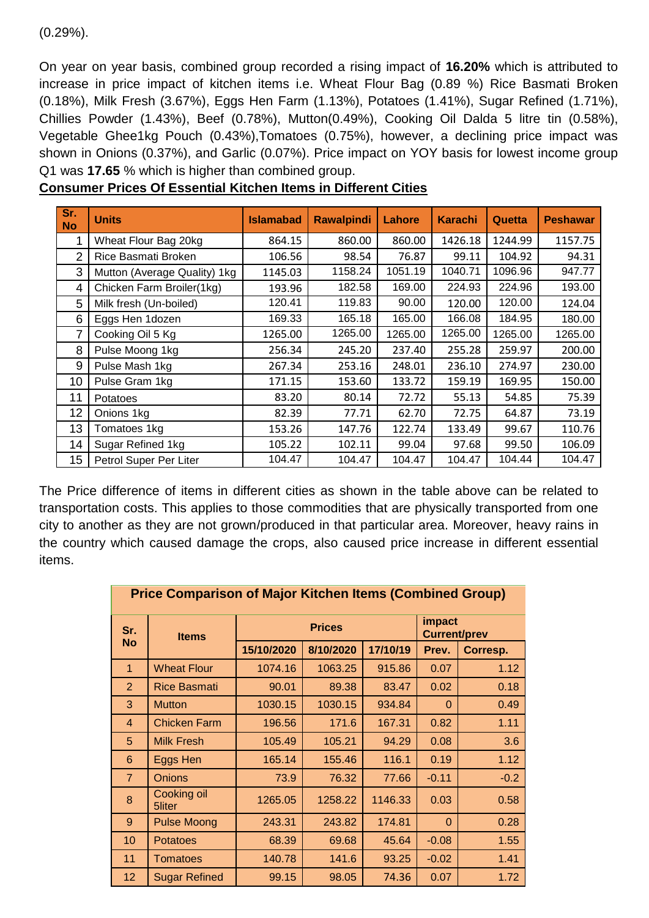(0.29%).

On year on year basis, combined group recorded a rising impact of **16.20%** which is attributed to increase in price impact of kitchen items i.e. Wheat Flour Bag (0.89 %) Rice Basmati Broken (0.18%), Milk Fresh (3.67%), Eggs Hen Farm (1.13%), Potatoes (1.41%), Sugar Refined (1.71%), Chillies Powder (1.43%), Beef (0.78%), Mutton(0.49%), Cooking Oil Dalda 5 litre tin (0.58%), Vegetable Ghee1kg Pouch (0.43%),Tomatoes (0.75%), however, a declining price impact was shown in Onions (0.37%), and Garlic (0.07%). Price impact on YOY basis for lowest income group Q1 was **17.65** % which is higher than combined group.

**Consumer Prices Of Essential Kitchen Items in Different Cities**

| Sr. No | Units | Islamabad | Rawalpindi | Lahore | Karachi | Quetta | Peshawar |
|---|---|---|---|---|---|---|---|
| 1 | Wheat Flour Bag 20kg | 864.15 | 860.00 | 860.00 | 1426.18 | 1244.99 | 1157.75 |
| 2 | Rice Basmati Broken | 106.56 | 98.54 | 76.87 | 99.11 | 104.92 | 94.31 |
| 3 | Mutton (Average Quality) 1kg | 1145.03 | 1158.24 | 1051.19 | 1040.71 | 1096.96 | 947.77 |
| 4 | Chicken Farm Broiler(1kg) | 193.96 | 182.58 | 169.00 | 224.93 | 224.96 | 193.00 |
| 5 | Milk fresh (Un-boiled) | 120.41 | 119.83 | 90.00 | 120.00 | 120.00 | 124.04 |
| 6 | Eggs Hen 1dozen | 169.33 | 165.18 | 165.00 | 166.08 | 184.95 | 180.00 |
| 7 | Cooking Oil 5 Kg | 1265.00 | 1265.00 | 1265.00 | 1265.00 | 1265.00 | 1265.00 |
| 8 | Pulse Moong 1kg | 256.34 | 245.20 | 237.40 | 255.28 | 259.97 | 200.00 |
| 9 | Pulse Mash 1kg | 267.34 | 253.16 | 248.01 | 236.10 | 274.97 | 230.00 |
| 10 | Pulse Gram 1kg | 171.15 | 153.60 | 133.72 | 159.19 | 169.95 | 150.00 |
| 11 | Potatoes | 83.20 | 80.14 | 72.72 | 55.13 | 54.85 | 75.39 |
| 12 | Onions 1kg | 82.39 | 77.71 | 62.70 | 72.75 | 64.87 | 73.19 |
| 13 | Tomatoes 1kg | 153.26 | 147.76 | 122.74 | 133.49 | 99.67 | 110.76 |
| 14 | Sugar Refined 1kg | 105.22 | 102.11 | 99.04 | 97.68 | 99.50 | 106.09 |
| 15 | Petrol Super Per Liter | 104.47 | 104.47 | 104.47 | 104.47 | 104.44 | 104.47 |

The Price difference of items in different cities as shown in the table above can be related to transportation costs. This applies to those commodities that are physically transported from one city to another as they are not grown/produced in that particular area. Moreover, heavy rains in the country which caused damage the crops, also caused price increase in different essential items.

**Price Comparison of Major Kitchen Items (Combined Group)**

| Sr. No | Items | Prices | | | impact Current/prev | |
|---|---|---|---|---|---|---|
| | | 15/10/2020 | 8/10/2020 | 17/10/19 | Prev. | Corresp. |
| 1 | Wheat Flour | 1074.16 | 1063.25 | 915.86 | 0.07 | 1.12 |
| 2 | Rice Basmati | 90.01 | 89.38 | 83.47 | 0.02 | 0.18 |
| 3 | Mutton | 1030.15 | 1030.15 | 934.84 | 0 | 0.49 |
| 4 | Chicken Farm | 196.56 | 171.6 | 167.31 | 0.82 | 1.11 |
| 5 | Milk Fresh | 105.49 | 105.21 | 94.29 | 0.08 | 3.6 |
| 6 | Eggs Hen | 165.14 | 155.46 | 116.1 | 0.19 | 1.12 |
| 7 | Onions | 73.9 | 76.32 | 77.66 | -0.11 | -0.2 |
| 8 | Cooking oil 5liter | 1265.05 | 1258.22 | 1146.33 | 0.03 | 0.58 |
| 9 | Pulse Moong | 243.31 | 243.82 | 174.81 | 0 | 0.28 |
| 10 | Potatoes | 68.39 | 69.68 | 45.64 | -0.08 | 1.55 |
| 11 | Tomatoes | 140.78 | 141.6 | 93.25 | -0.02 | 1.41 |
| 12 | Sugar Refined | 99.15 | 98.05 | 74.36 | 0.07 | 1.72 |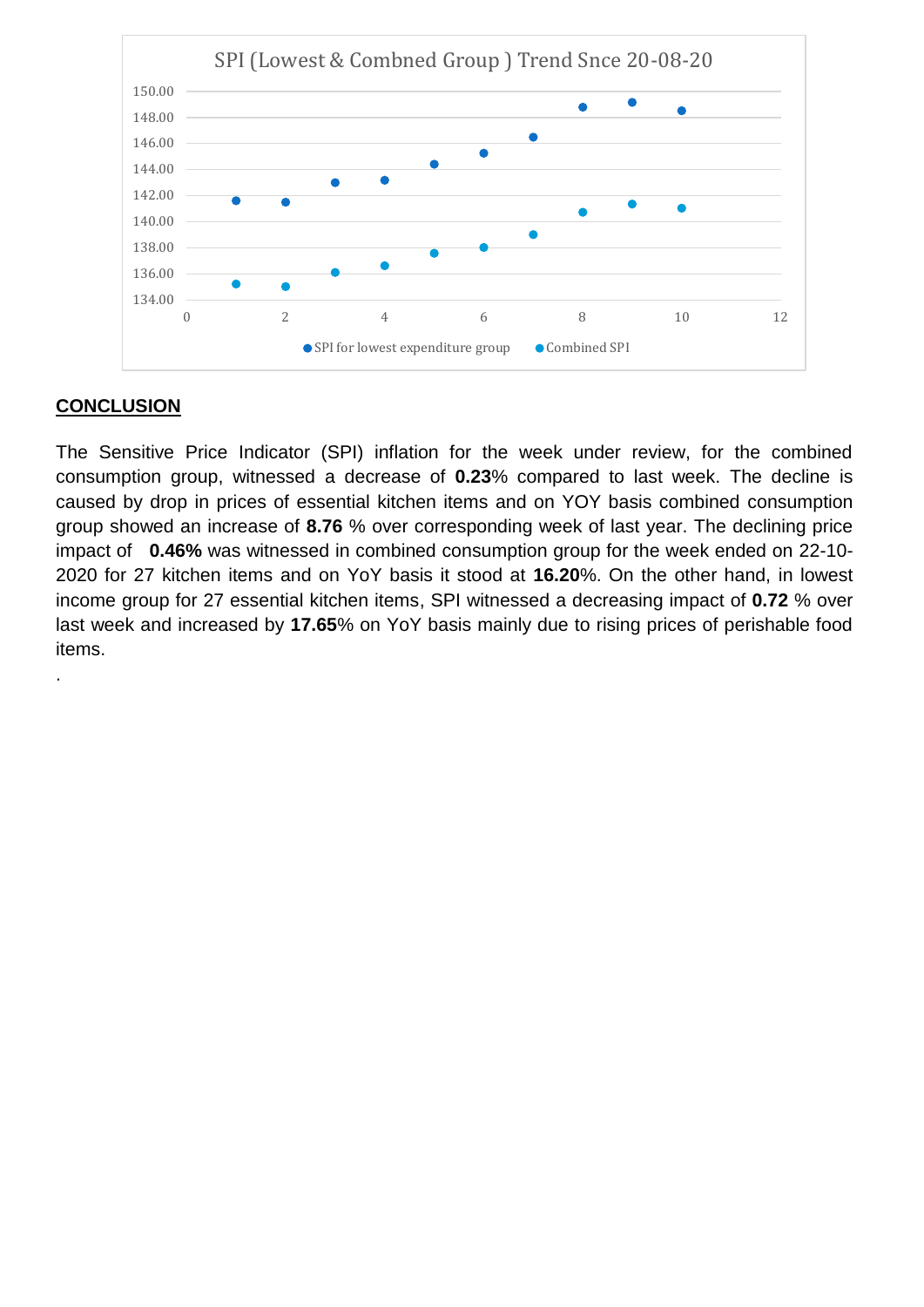SPI (Lowest & Combned Group ) Trend Snce 20-08-20

150.00
148.00
146.00
144.00
142.00
140.00
138.00
136.00
134.00

0 2 4 6 8 10 12

SPI for lowest expenditure group    Combined SPI

## CONCLUSION

The Sensitive Price Indicator (SPI) inflation for the week under review, for the combined consumption group, witnessed a decrease of **0.23**% compared to last week. The decline is caused by drop in prices of essential kitchen items and on YOY basis combined consumption group showed an increase of **8.76** % over corresponding week of last year. The declining price impact of **0.46%** was witnessed in combined consumption group for the week ended on 22-10-2020 for 27 kitchen items and on YoY basis it stood at **16.20**%. On the other hand, in lowest income group for 27 essential kitchen items, SPI witnessed a decreasing impact of **0.72** % over last week and increased by **17.65**% on YoY basis mainly due to rising prices of perishable food items.

.